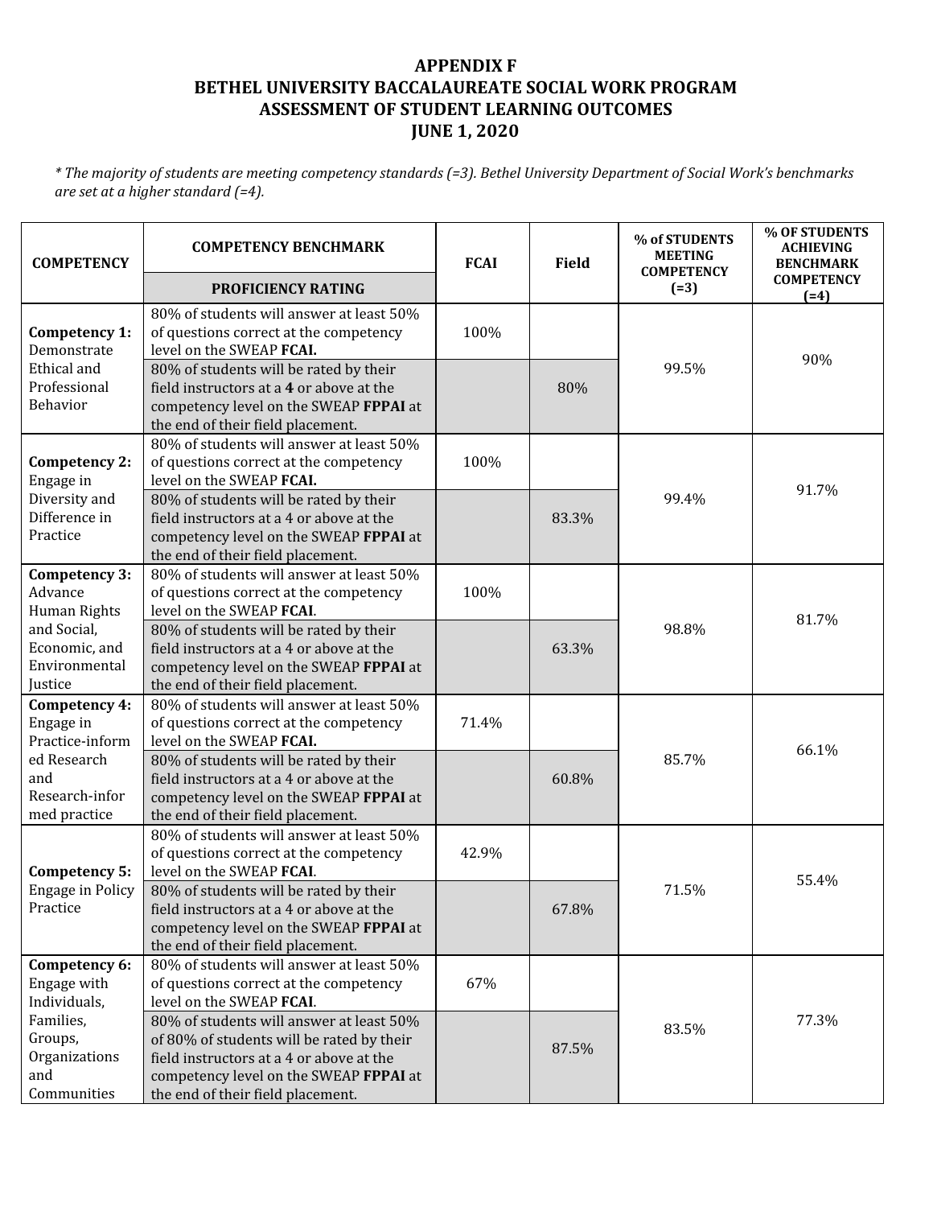# APPENDIX F
# BETHEL UNIVERSITY BACCALAUREATE SOCIAL WORK PROGRAM
# ASSESSMENT OF STUDENT LEARNING OUTCOMES
# JUNE 1, 2020

*\* The majority of students are meeting competency standards (=3). Bethel University Department of Social Work's benchmarks are set at a higher standard (=4).*

| COMPETENCY | COMPETENCY BENCHMARK / PROFICIENCY RATING | FCAI | Field | % of STUDENTS MEETING COMPETENCY (=3) | % OF STUDENTS ACHIEVING BENCHMARK COMPETENCY (=4) |
|---|---|---|---|---|---|
| **Competency 1:** Demonstrate Ethical and Professional Behavior | 80% of students will answer at least 50% of questions correct at the competency level on the SWEAP **FCAI.** | 100% | | 99.5% | 90% |
| | 80% of students will be rated by their field instructors at a **4** or above at the competency level on the SWEAP **FPPAI** at the end of their field placement. | | 80% | | |
| **Competency 2:** Engage in Diversity and Difference in Practice | 80% of students will answer at least 50% of questions correct at the competency level on the SWEAP **FCAI.** | 100% | | 99.4% | 91.7% |
| | 80% of students will be rated by their field instructors at a 4 or above at the competency level on the SWEAP **FPPAI** at the end of their field placement. | | 83.3% | | |
| **Competency 3:** Advance Human Rights and Social, Economic, and Environmental Justice | 80% of students will answer at least 50% of questions correct at the competency level on the SWEAP **FCAI**. | 100% | | 98.8% | 81.7% |
| | 80% of students will be rated by their field instructors at a 4 or above at the competency level on the SWEAP **FPPAI** at the end of their field placement. | | 63.3% | | |
| **Competency 4:** Engage in Practice-informed Research and Research-informed practice | 80% of students will answer at least 50% of questions correct at the competency level on the SWEAP **FCAI.** | 71.4% | | 85.7% | 66.1% |
| | 80% of students will be rated by their field instructors at a 4 or above at the competency level on the SWEAP **FPPAI** at the end of their field placement. | | 60.8% | | |
| **Competency 5:** Engage in Policy Practice | 80% of students will answer at least 50% of questions correct at the competency level on the SWEAP **FCAI**. | 42.9% | | 71.5% | 55.4% |
| | 80% of students will be rated by their field instructors at a 4 or above at the competency level on the SWEAP **FPPAI** at the end of their field placement. | | 67.8% | | |
| **Competency 6:** Engage with Individuals, Families, Groups, Organizations and Communities | 80% of students will answer at least 50% of questions correct at the competency level on the SWEAP **FCAI**. | 67% | | 83.5% | 77.3% |
| | 80% of students will answer at least 50% of 80% of students will be rated by their field instructors at a 4 or above at the competency level on the SWEAP **FPPAI** at the end of their field placement. | | 87.5% | | |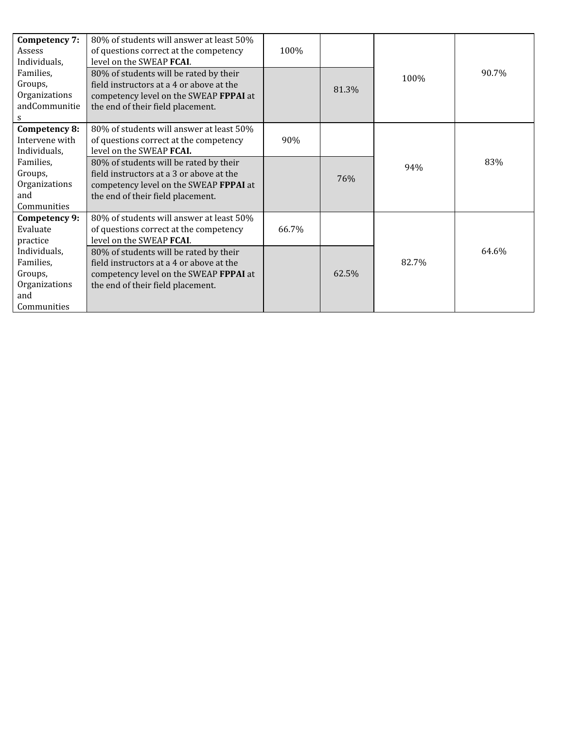| | | | | | |
|---|---|---|---|---|---|
| **Competency 7:** Assess Individuals, Families, Groups, Organizations andCommunities | 80% of students will answer at least 50% of questions correct at the competency level on the SWEAP **FCAI**. | 100% | | 100% | 90.7% |
| | 80% of students will be rated by their field instructors at a 4 or above at the competency level on the SWEAP **FPPAI** at the end of their field placement. | | 81.3% | | |
| **Competency 8:** Intervene with Individuals, Families, Groups, Organizations and Communities | 80% of students will answer at least 50% of questions correct at the competency level on the SWEAP **FCAI.** | 90% | | 94% | 83% |
| | 80% of students will be rated by their field instructors at a 3 or above at the competency level on the SWEAP **FPPAI** at the end of their field placement. | | 76% | | |
| **Competency 9:** Evaluate practice Individuals, Families, Groups, Organizations and Communities | 80% of students will answer at least 50% of questions correct at the competency level on the SWEAP **FCAI**. | 66.7% | | 82.7% | 64.6% |
| | 80% of students will be rated by their field instructors at a 4 or above at the competency level on the SWEAP **FPPAI** at the end of their field placement. | | 62.5% | | |